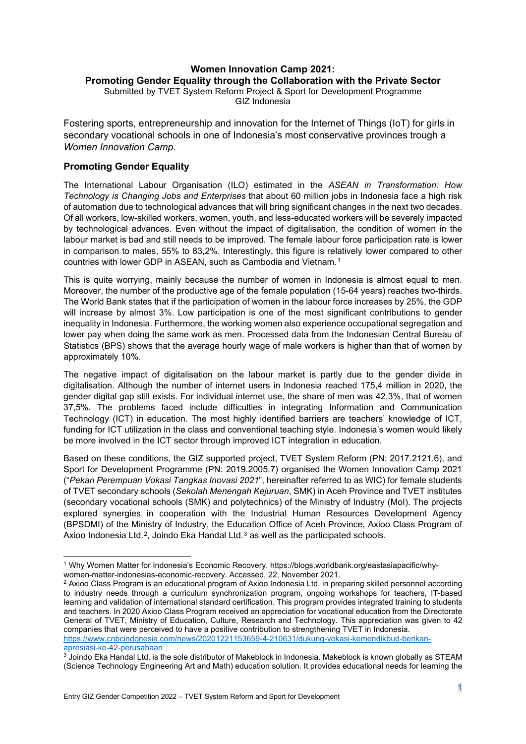**Women Innovation Camp 2021:**
**Promoting Gender Equality through the Collaboration with the Private Sector**

Submitted by TVET System Reform Project & Sport for Development Programme
GIZ Indonesia

Fostering sports, entrepreneurship and innovation for the Internet of Things (IoT) for girls in secondary vocational schools in one of Indonesia's most conservative provinces trough a *Women Innovation Camp.*

## Promoting Gender Equality

The International Labour Organisation (ILO) estimated in the *ASEAN in Transformation: How Technology is Changing Jobs and Enterprises* that about 60 million jobs in Indonesia face a high risk of automation due to technological advances that will bring significant changes in the next two decades. Of all workers, low-skilled workers, women, youth, and less-educated workers will be severely impacted by technological advances. Even without the impact of digitalisation, the condition of women in the labour market is bad and still needs to be improved. The female labour force participation rate is lower in comparison to males, 55% to 83,2%. Interestingly, this figure is relatively lower compared to other countries with lower GDP in ASEAN, such as Cambodia and Vietnam.[1]

This is quite worrying, mainly because the number of women in Indonesia is almost equal to men. Moreover, the number of the productive age of the female population (15-64 years) reaches two-thirds. The World Bank states that if the participation of women in the labour force increases by 25%, the GDP will increase by almost 3%. Low participation is one of the most significant contributions to gender inequality in Indonesia. Furthermore, the working women also experience occupational segregation and lower pay when doing the same work as men. Processed data from the Indonesian Central Bureau of Statistics (BPS) shows that the average hourly wage of male workers is higher than that of women by approximately 10%.

The negative impact of digitalisation on the labour market is partly due to the gender divide in digitalisation. Although the number of internet users in Indonesia reached 175,4 million in 2020, the gender digital gap still exists. For individual internet use, the share of men was 42,3%, that of women 37,5%. The problems faced include difficulties in integrating Information and Communication Technology (ICT) in education. The most highly identified barriers are teachers' knowledge of ICT, funding for ICT utilization in the class and conventional teaching style. Indonesia's women would likely be more involved in the ICT sector through improved ICT integration in education.

Based on these conditions, the GIZ supported project, TVET System Reform (PN: 2017.2121.6), and Sport for Development Programme (PN: 2019.2005.7) organised the Women Innovation Camp 2021 ("*Pekan Perempuan Vokasi Tangkas Inovasi 2021*", hereinafter referred to as WIC) for female students of TVET secondary schools (*Sekolah Menengah Kejuruan*, SMK) in Aceh Province and TVET institutes (secondary vocational schools (SMK) and polytechnics) of the Ministry of Industry (MoI). The projects explored synergies in cooperation with the Industrial Human Resources Development Agency (BPSDMI) of the Ministry of Industry, the Education Office of Aceh Province, Axioo Class Program of Axioo Indonesia Ltd.[2], Joindo Eka Handal Ltd.[3] as well as the participated schools.

---

[1] Why Women Matter for Indonesia's Economic Recovery. https://blogs.worldbank.org/eastasiapacific/why-women-matter-indonesias-economic-recovery. Accessed, 22. November 2021.

[2] Axioo Class Program is an educational program of Axioo Indonesia Ltd. in preparing skilled personnel according to industry needs through a curriculum synchronization program, ongoing workshops for teachers, IT-based learning and validation of international standard certification. This program provides integrated training to students and teachers. In 2020 Axioo Class Program received an appreciation for vocational education from the Directorate General of TVET, Ministry of Education, Culture, Research and Technology. This appreciation was given to 42 companies that were perceived to have a positive contribution to strengthening TVET in Indonesia. https://www.cnbcindonesia.com/news/20201221153659-4-210631/dukung-vokasi-kemendikbud-berikan-apresiasi-ke-42-perusahaan

[3] Joindo Eka Handal Ltd. is the sole distributor of Makeblock in Indonesia. Makeblock is known globally as STEAM (Science Technology Engineering Art and Math) education solution. It provides educational needs for learning the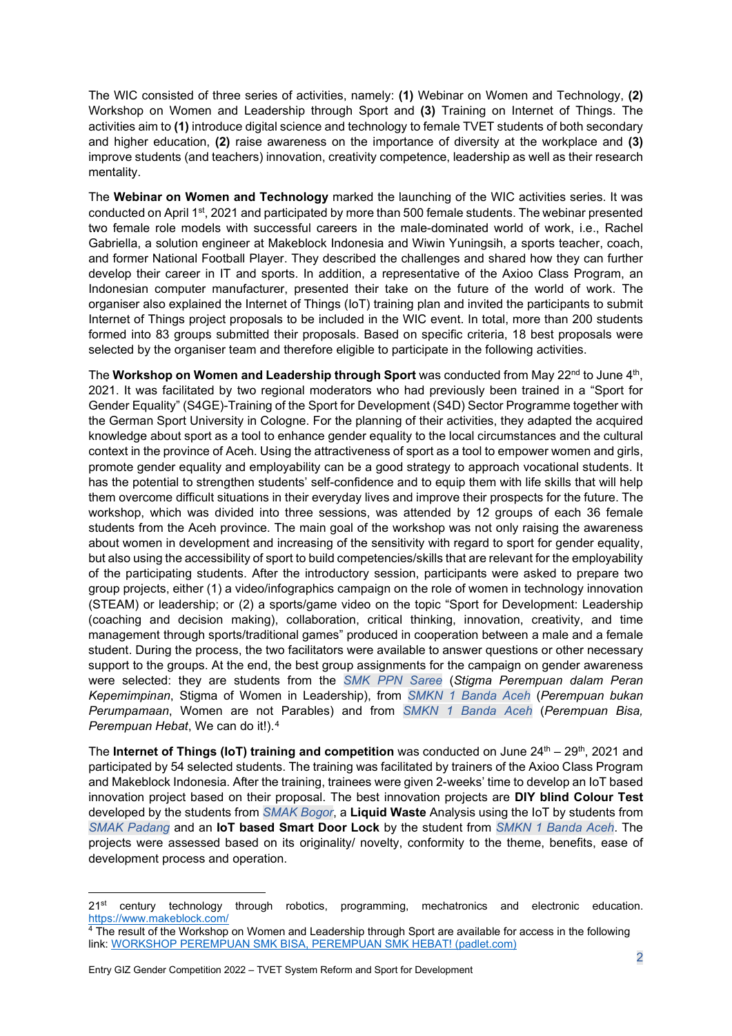The WIC consisted of three series of activities, namely: **(1)** Webinar on Women and Technology, **(2)** Workshop on Women and Leadership through Sport and **(3)** Training on Internet of Things. The activities aim to **(1)** introduce digital science and technology to female TVET students of both secondary and higher education, **(2)** raise awareness on the importance of diversity at the workplace and **(3)** improve students (and teachers) innovation, creativity competence, leadership as well as their research mentality.

The **Webinar on Women and Technology** marked the launching of the WIC activities series. It was conducted on April 1st, 2021 and participated by more than 500 female students. The webinar presented two female role models with successful careers in the male-dominated world of work, i.e., Rachel Gabriella, a solution engineer at Makeblock Indonesia and Wiwin Yuningsih, a sports teacher, coach, and former National Football Player. They described the challenges and shared how they can further develop their career in IT and sports. In addition, a representative of the Axioo Class Program, an Indonesian computer manufacturer, presented their take on the future of the world of work. The organiser also explained the Internet of Things (IoT) training plan and invited the participants to submit Internet of Things project proposals to be included in the WIC event. In total, more than 200 students formed into 83 groups submitted their proposals. Based on specific criteria, 18 best proposals were selected by the organiser team and therefore eligible to participate in the following activities.

The **Workshop on Women and Leadership through Sport** was conducted from May 22nd to June 4th, 2021. It was facilitated by two regional moderators who had previously been trained in a "Sport for Gender Equality" (S4GE)-Training of the Sport for Development (S4D) Sector Programme together with the German Sport University in Cologne. For the planning of their activities, they adapted the acquired knowledge about sport as a tool to enhance gender equality to the local circumstances and the cultural context in the province of Aceh. Using the attractiveness of sport as a tool to empower women and girls, promote gender equality and employability can be a good strategy to approach vocational students. It has the potential to strengthen students' self-confidence and to equip them with life skills that will help them overcome difficult situations in their everyday lives and improve their prospects for the future. The workshop, which was divided into three sessions, was attended by 12 groups of each 36 female students from the Aceh province. The main goal of the workshop was not only raising the awareness about women in development and increasing of the sensitivity with regard to sport for gender equality, but also using the accessibility of sport to build competencies/skills that are relevant for the employability of the participating students. After the introductory session, participants were asked to prepare two group projects, either (1) a video/infographics campaign on the role of women in technology innovation (STEAM) or leadership; or (2) a sports/game video on the topic "Sport for Development: Leadership (coaching and decision making), collaboration, critical thinking, innovation, creativity, and time management through sports/traditional games" produced in cooperation between a male and a female student. During the process, the two facilitators were available to answer questions or other necessary support to the groups. At the end, the best group assignments for the campaign on gender awareness were selected: they are students from the *SMK PPN Saree* (*Stigma Perempuan dalam Peran Kepemimpinan*, Stigma of Women in Leadership), from *SMKN 1 Banda Aceh* (*Perempuan bukan Perumpamaan*, Women are not Parables) and from *SMKN 1 Banda Aceh* (*Perempuan Bisa, Perempuan Hebat*, We can do it!).[4]

The **Internet of Things (IoT) training and competition** was conducted on June 24th – 29th, 2021 and participated by 54 selected students. The training was facilitated by trainers of the Axioo Class Program and Makeblock Indonesia. After the training, trainees were given 2-weeks' time to develop an IoT based innovation project based on their proposal. The best innovation projects are **DIY blind Colour Test** developed by the students from *SMAK Bogor*, a **Liquid Waste** Analysis using the IoT by students from *SMAK Padang* and an **IoT based Smart Door Lock** by the student from *SMKN 1 Banda Aceh*. The projects were assessed based on its originality/ novelty, conformity to the theme, benefits, ease of development process and operation.

---

21st century technology through robotics, programming, mechatronics and electronic education. https://www.makeblock.com/

[4] The result of the Workshop on Women and Leadership through Sport are available for access in the following link: WORKSHOP PEREMPUAN SMK BISA, PEREMPUAN SMK HEBAT! (padlet.com)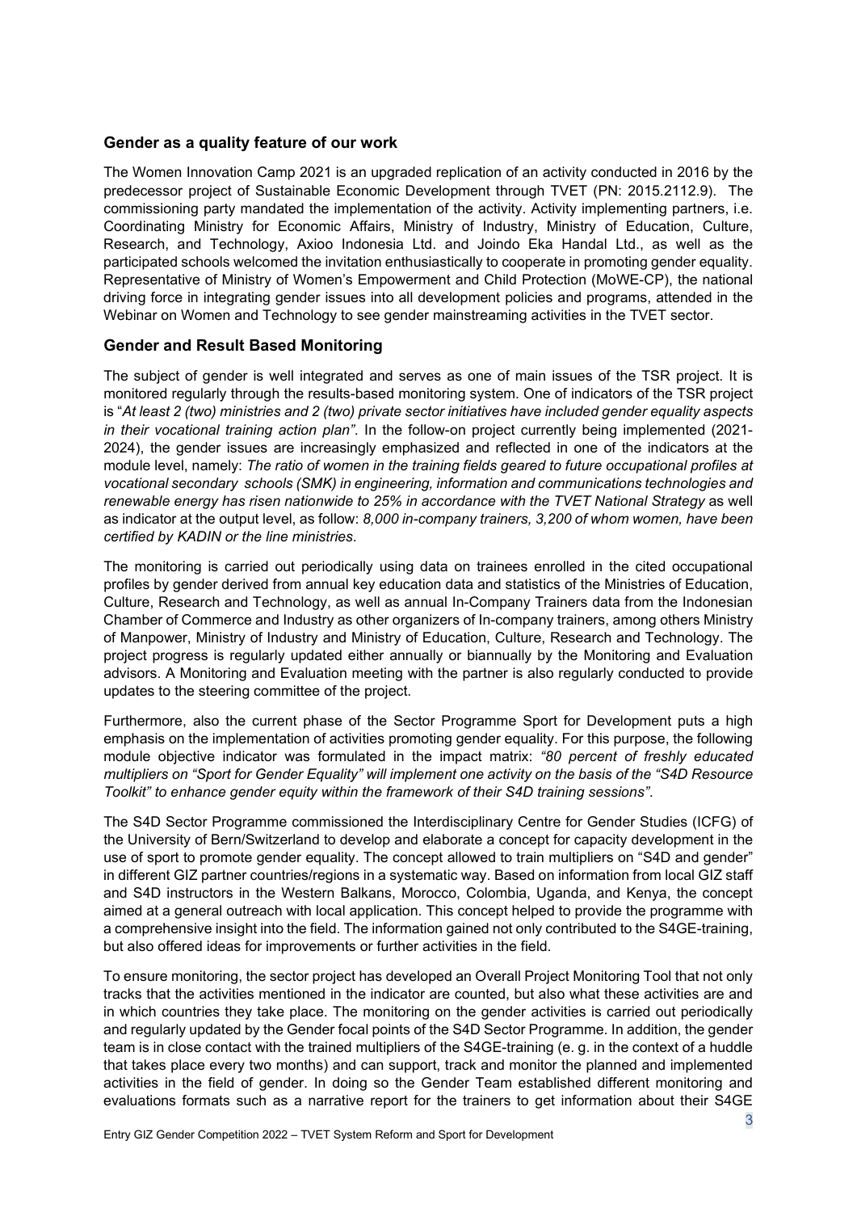## Gender as a quality feature of our work

The Women Innovation Camp 2021 is an upgraded replication of an activity conducted in 2016 by the predecessor project of Sustainable Economic Development through TVET (PN: 2015.2112.9). The commissioning party mandated the implementation of the activity. Activity implementing partners, i.e. Coordinating Ministry for Economic Affairs, Ministry of Industry, Ministry of Education, Culture, Research, and Technology, Axioo Indonesia Ltd. and Joindo Eka Handal Ltd., as well as the participated schools welcomed the invitation enthusiastically to cooperate in promoting gender equality. Representative of Ministry of Women's Empowerment and Child Protection (MoWE-CP), the national driving force in integrating gender issues into all development policies and programs, attended in the Webinar on Women and Technology to see gender mainstreaming activities in the TVET sector.

## Gender and Result Based Monitoring

The subject of gender is well integrated and serves as one of main issues of the TSR project. It is monitored regularly through the results-based monitoring system. One of indicators of the TSR project is "*At least 2 (two) ministries and 2 (two) private sector initiatives have included gender equality aspects in their vocational training action plan"*. In the follow-on project currently being implemented (2021-2024), the gender issues are increasingly emphasized and reflected in one of the indicators at the module level, namely: *The ratio of women in the training fields geared to future occupational profiles at vocational secondary schools (SMK) in engineering, information and communications technologies and renewable energy has risen nationwide to 25% in accordance with the TVET National Strategy* as well as indicator at the output level, as follow: *8,000 in-company trainers, 3,200 of whom women, have been certified by KADIN or the line ministries*.

The monitoring is carried out periodically using data on trainees enrolled in the cited occupational profiles by gender derived from annual key education data and statistics of the Ministries of Education, Culture, Research and Technology, as well as annual In-Company Trainers data from the Indonesian Chamber of Commerce and Industry as other organizers of In-company trainers, among others Ministry of Manpower, Ministry of Industry and Ministry of Education, Culture, Research and Technology. The project progress is regularly updated either annually or biannually by the Monitoring and Evaluation advisors. A Monitoring and Evaluation meeting with the partner is also regularly conducted to provide updates to the steering committee of the project.

Furthermore, also the current phase of the Sector Programme Sport for Development puts a high emphasis on the implementation of activities promoting gender equality. For this purpose, the following module objective indicator was formulated in the impact matrix: *"80 percent of freshly educated multipliers on "Sport for Gender Equality" will implement one activity on the basis of the "S4D Resource Toolkit" to enhance gender equity within the framework of their S4D training sessions"*.

The S4D Sector Programme commissioned the Interdisciplinary Centre for Gender Studies (ICFG) of the University of Bern/Switzerland to develop and elaborate a concept for capacity development in the use of sport to promote gender equality. The concept allowed to train multipliers on "S4D and gender" in different GIZ partner countries/regions in a systematic way. Based on information from local GIZ staff and S4D instructors in the Western Balkans, Morocco, Colombia, Uganda, and Kenya, the concept aimed at a general outreach with local application. This concept helped to provide the programme with a comprehensive insight into the field. The information gained not only contributed to the S4GE-training, but also offered ideas for improvements or further activities in the field.

To ensure monitoring, the sector project has developed an Overall Project Monitoring Tool that not only tracks that the activities mentioned in the indicator are counted, but also what these activities are and in which countries they take place. The monitoring on the gender activities is carried out periodically and regularly updated by the Gender focal points of the S4D Sector Programme. In addition, the gender team is in close contact with the trained multipliers of the S4GE-training (e. g. in the context of a huddle that takes place every two months) and can support, track and monitor the planned and implemented activities in the field of gender. In doing so the Gender Team established different monitoring and evaluations formats such as a narrative report for the trainers to get information about their S4GE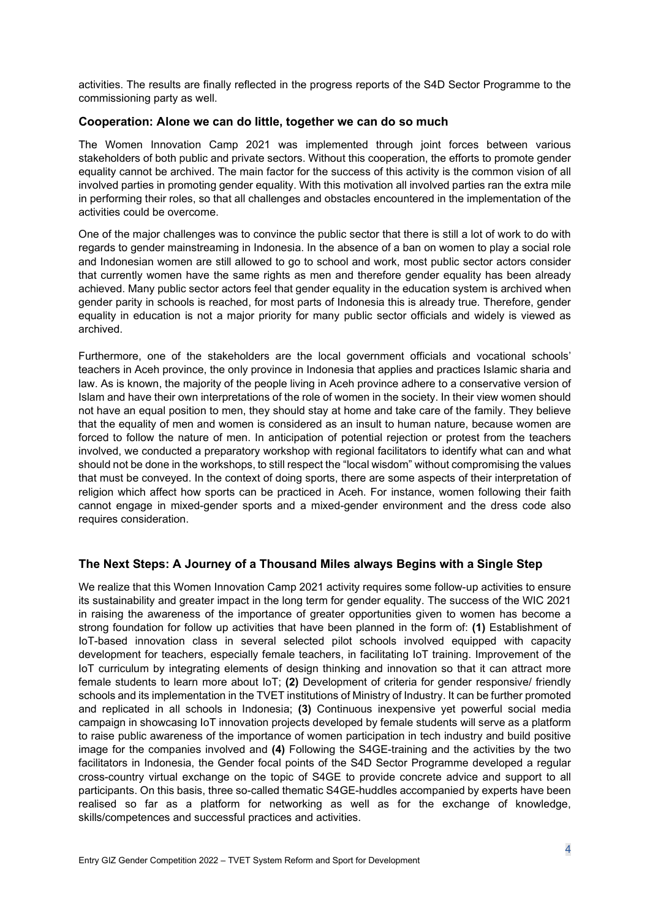activities. The results are finally reflected in the progress reports of the S4D Sector Programme to the commissioning party as well.

### Cooperation: Alone we can do little, together we can do so much

The Women Innovation Camp 2021 was implemented through joint forces between various stakeholders of both public and private sectors. Without this cooperation, the efforts to promote gender equality cannot be archived. The main factor for the success of this activity is the common vision of all involved parties in promoting gender equality. With this motivation all involved parties ran the extra mile in performing their roles, so that all challenges and obstacles encountered in the implementation of the activities could be overcome.

One of the major challenges was to convince the public sector that there is still a lot of work to do with regards to gender mainstreaming in Indonesia. In the absence of a ban on women to play a social role and Indonesian women are still allowed to go to school and work, most public sector actors consider that currently women have the same rights as men and therefore gender equality has been already achieved. Many public sector actors feel that gender equality in the education system is archived when gender parity in schools is reached, for most parts of Indonesia this is already true. Therefore, gender equality in education is not a major priority for many public sector officials and widely is viewed as archived.

Furthermore, one of the stakeholders are the local government officials and vocational schools' teachers in Aceh province, the only province in Indonesia that applies and practices Islamic sharia and law. As is known, the majority of the people living in Aceh province adhere to a conservative version of Islam and have their own interpretations of the role of women in the society. In their view women should not have an equal position to men, they should stay at home and take care of the family. They believe that the equality of men and women is considered as an insult to human nature, because women are forced to follow the nature of men. In anticipation of potential rejection or protest from the teachers involved, we conducted a preparatory workshop with regional facilitators to identify what can and what should not be done in the workshops, to still respect the "local wisdom" without compromising the values that must be conveyed. In the context of doing sports, there are some aspects of their interpretation of religion which affect how sports can be practiced in Aceh. For instance, women following their faith cannot engage in mixed-gender sports and a mixed-gender environment and the dress code also requires consideration.

### The Next Steps: A Journey of a Thousand Miles always Begins with a Single Step

We realize that this Women Innovation Camp 2021 activity requires some follow-up activities to ensure its sustainability and greater impact in the long term for gender equality. The success of the WIC 2021 in raising the awareness of the importance of greater opportunities given to women has become a strong foundation for follow up activities that have been planned in the form of: **(1)** Establishment of IoT-based innovation class in several selected pilot schools involved equipped with capacity development for teachers, especially female teachers, in facilitating IoT training. Improvement of the IoT curriculum by integrating elements of design thinking and innovation so that it can attract more female students to learn more about IoT; **(2)** Development of criteria for gender responsive/ friendly schools and its implementation in the TVET institutions of Ministry of Industry. It can be further promoted and replicated in all schools in Indonesia; **(3)** Continuous inexpensive yet powerful social media campaign in showcasing IoT innovation projects developed by female students will serve as a platform to raise public awareness of the importance of women participation in tech industry and build positive image for the companies involved and **(4)** Following the S4GE-training and the activities by the two facilitators in Indonesia, the Gender focal points of the S4D Sector Programme developed a regular cross-country virtual exchange on the topic of S4GE to provide concrete advice and support to all participants. On this basis, three so-called thematic S4GE-huddles accompanied by experts have been realised so far as a platform for networking as well as for the exchange of knowledge, skills/competences and successful practices and activities.